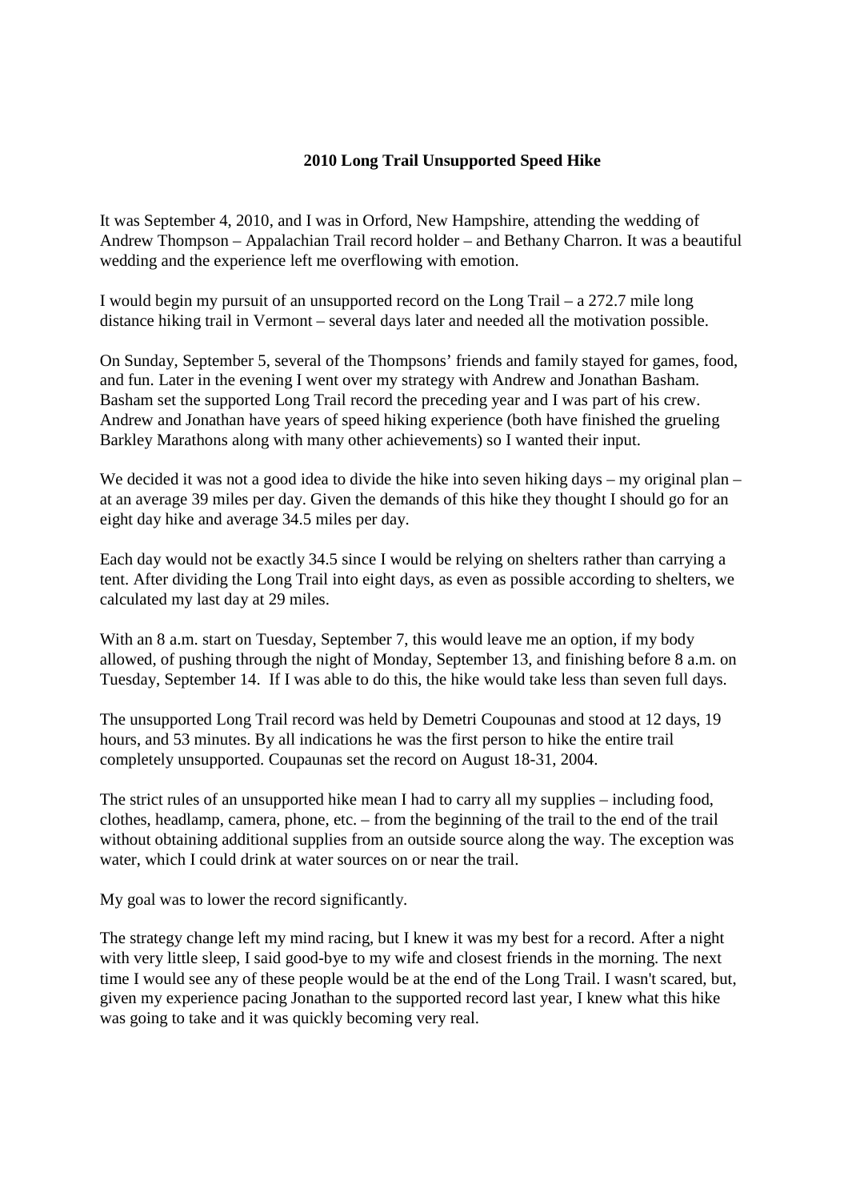# 2010 Long Trail Unsupported Speed Hike

It was September 4, 2010, and I was in Orford, New Hampshire, attending the wedding of Andrew Thompson – Appalachian Trail record holder – and Bethany Charron. It was a beautiful wedding and the experience left me overflowing with emotion.

I would begin my pursuit of an unsupported record on the Long Trail – a 272.7 mile long distance hiking trail in Vermont – several days later and needed all the motivation possible.

On Sunday, September 5, several of the Thompsons' friends and family stayed for games, food, and fun. Later in the evening I went over my strategy with Andrew and Jonathan Basham. Basham set the supported Long Trail record the preceding year and I was part of his crew. Andrew and Jonathan have years of speed hiking experience (both have finished the grueling Barkley Marathons along with many other achievements) so I wanted their input.

We decided it was not a good idea to divide the hike into seven hiking days – my original plan – at an average 39 miles per day. Given the demands of this hike they thought I should go for an eight day hike and average 34.5 miles per day.

Each day would not be exactly 34.5 since I would be relying on shelters rather than carrying a tent. After dividing the Long Trail into eight days, as even as possible according to shelters, we calculated my last day at 29 miles.

With an 8 a.m. start on Tuesday, September 7, this would leave me an option, if my body allowed, of pushing through the night of Monday, September 13, and finishing before 8 a.m. on Tuesday, September 14. If I was able to do this, the hike would take less than seven full days.

The unsupported Long Trail record was held by Demetri Coupounas and stood at 12 days, 19 hours, and 53 minutes. By all indications he was the first person to hike the entire trail completely unsupported. Coupaunas set the record on August 18-31, 2004.

The strict rules of an unsupported hike mean I had to carry all my supplies – including food, clothes, headlamp, camera, phone, etc. – from the beginning of the trail to the end of the trail without obtaining additional supplies from an outside source along the way. The exception was water, which I could drink at water sources on or near the trail.

My goal was to lower the record significantly.

The strategy change left my mind racing, but I knew it was my best for a record. After a night with very little sleep, I said good-bye to my wife and closest friends in the morning. The next time I would see any of these people would be at the end of the Long Trail. I wasn't scared, but, given my experience pacing Jonathan to the supported record last year, I knew what this hike was going to take and it was quickly becoming very real.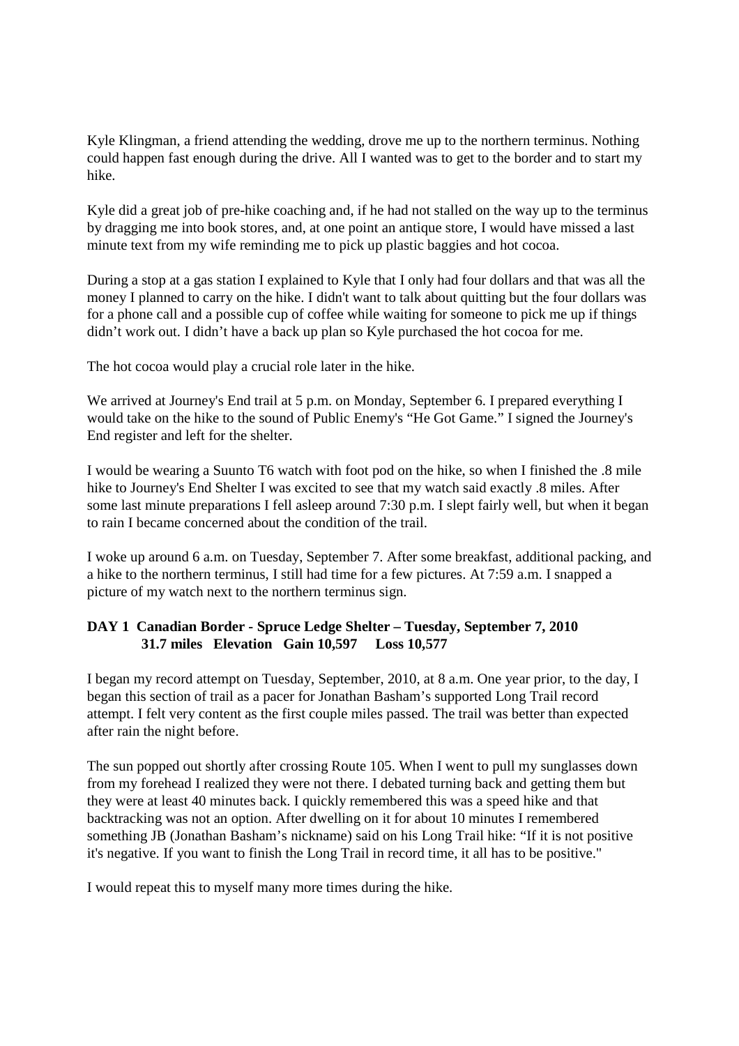Kyle Klingman, a friend attending the wedding, drove me up to the northern terminus. Nothing could happen fast enough during the drive. All I wanted was to get to the border and to start my hike.

Kyle did a great job of pre-hike coaching and, if he had not stalled on the way up to the terminus by dragging me into book stores, and, at one point an antique store, I would have missed a last minute text from my wife reminding me to pick up plastic baggies and hot cocoa.

During a stop at a gas station I explained to Kyle that I only had four dollars and that was all the money I planned to carry on the hike. I didn't want to talk about quitting but the four dollars was for a phone call and a possible cup of coffee while waiting for someone to pick me up if things didn't work out. I didn't have a back up plan so Kyle purchased the hot cocoa for me.

The hot cocoa would play a crucial role later in the hike.

We arrived at Journey's End trail at 5 p.m. on Monday, September 6. I prepared everything I would take on the hike to the sound of Public Enemy's "He Got Game." I signed the Journey's End register and left for the shelter.

I would be wearing a Suunto T6 watch with foot pod on the hike, so when I finished the .8 mile hike to Journey's End Shelter I was excited to see that my watch said exactly .8 miles. After some last minute preparations I fell asleep around 7:30 p.m. I slept fairly well, but when it began to rain I became concerned about the condition of the trail.

I woke up around 6 a.m. on Tuesday, September 7. After some breakfast, additional packing, and a hike to the northern terminus, I still had time for a few pictures. At 7:59 a.m. I snapped a picture of my watch next to the northern terminus sign.

**DAY 1 Canadian Border - Spruce Ledge Shelter – Tuesday, September 7, 2010**
**31.7 miles Elevation Gain 10,597 Loss 10,577**

I began my record attempt on Tuesday, September, 2010, at 8 a.m. One year prior, to the day, I began this section of trail as a pacer for Jonathan Basham's supported Long Trail record attempt. I felt very content as the first couple miles passed. The trail was better than expected after rain the night before.

The sun popped out shortly after crossing Route 105. When I went to pull my sunglasses down from my forehead I realized they were not there. I debated turning back and getting them but they were at least 40 minutes back. I quickly remembered this was a speed hike and that backtracking was not an option. After dwelling on it for about 10 minutes I remembered something JB (Jonathan Basham's nickname) said on his Long Trail hike: "If it is not positive it's negative. If you want to finish the Long Trail in record time, it all has to be positive."

I would repeat this to myself many more times during the hike.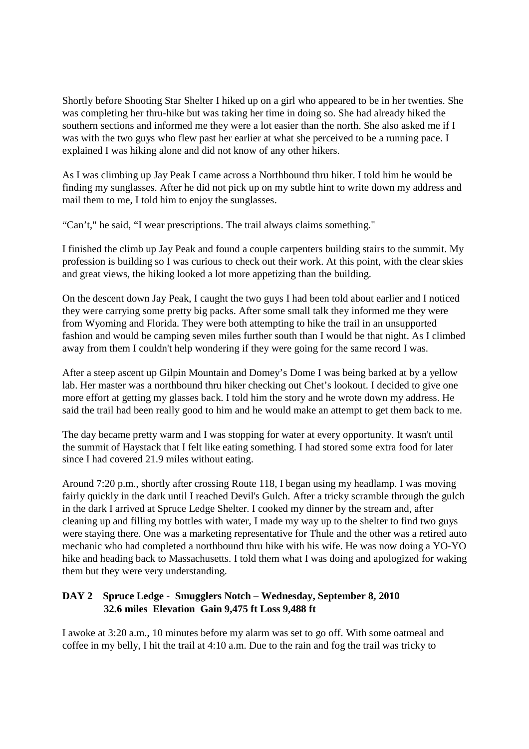Shortly before Shooting Star Shelter I hiked up on a girl who appeared to be in her twenties. She was completing her thru-hike but was taking her time in doing so. She had already hiked the southern sections and informed me they were a lot easier than the north. She also asked me if I was with the two guys who flew past her earlier at what she perceived to be a running pace. I explained I was hiking alone and did not know of any other hikers.

As I was climbing up Jay Peak I came across a Northbound thru hiker. I told him he would be finding my sunglasses. After he did not pick up on my subtle hint to write down my address and mail them to me, I told him to enjoy the sunglasses.

"Can't," he said, "I wear prescriptions. The trail always claims something."

I finished the climb up Jay Peak and found a couple carpenters building stairs to the summit. My profession is building so I was curious to check out their work. At this point, with the clear skies and great views, the hiking looked a lot more appetizing than the building.

On the descent down Jay Peak, I caught the two guys I had been told about earlier and I noticed they were carrying some pretty big packs. After some small talk they informed me they were from Wyoming and Florida. They were both attempting to hike the trail in an unsupported fashion and would be camping seven miles further south than I would be that night. As I climbed away from them I couldn't help wondering if they were going for the same record I was.

After a steep ascent up Gilpin Mountain and Domey's Dome I was being barked at by a yellow lab. Her master was a northbound thru hiker checking out Chet's lookout. I decided to give one more effort at getting my glasses back. I told him the story and he wrote down my address. He said the trail had been really good to him and he would make an attempt to get them back to me.

The day became pretty warm and I was stopping for water at every opportunity. It wasn't until the summit of Haystack that I felt like eating something. I had stored some extra food for later since I had covered 21.9 miles without eating.

Around 7:20 p.m., shortly after crossing Route 118, I began using my headlamp. I was moving fairly quickly in the dark until I reached Devil's Gulch. After a tricky scramble through the gulch in the dark I arrived at Spruce Ledge Shelter. I cooked my dinner by the stream and, after cleaning up and filling my bottles with water, I made my way up to the shelter to find two guys were staying there. One was a marketing representative for Thule and the other was a retired auto mechanic who had completed a northbound thru hike with his wife. He was now doing a YO-YO hike and heading back to Massachusetts. I told them what I was doing and apologized for waking them but they were very understanding.

### DAY 2 Spruce Ledge - Smugglers Notch – Wednesday, September 8, 2010
### 32.6 miles Elevation Gain 9,475 ft Loss 9,488 ft

I awoke at 3:20 a.m., 10 minutes before my alarm was set to go off. With some oatmeal and coffee in my belly, I hit the trail at 4:10 a.m. Due to the rain and fog the trail was tricky to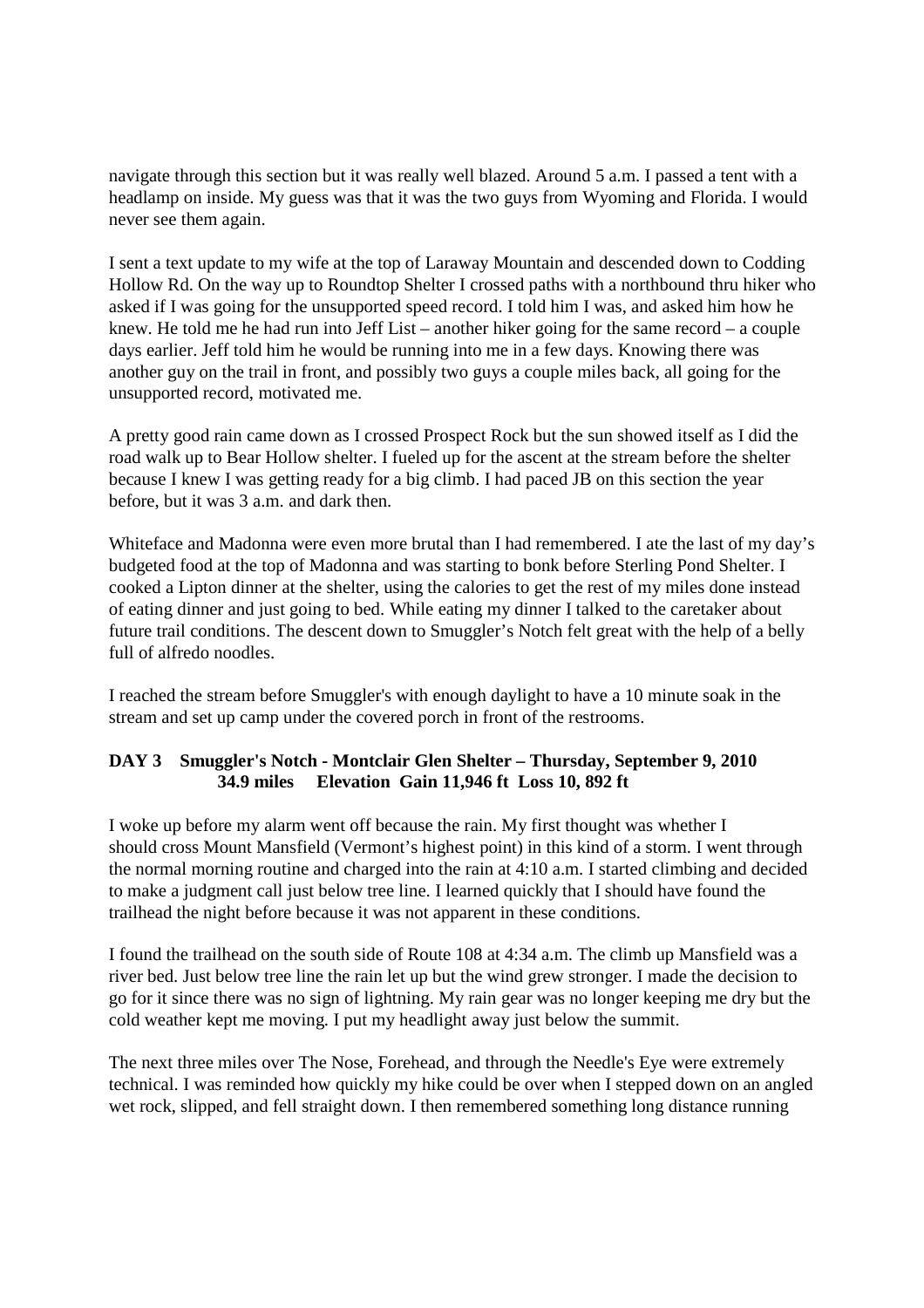navigate through this section but it was really well blazed. Around 5 a.m. I passed a tent with a headlamp on inside. My guess was that it was the two guys from Wyoming and Florida. I would never see them again.

I sent a text update to my wife at the top of Laraway Mountain and descended down to Codding Hollow Rd. On the way up to Roundtop Shelter I crossed paths with a northbound thru hiker who asked if I was going for the unsupported speed record. I told him I was, and asked him how he knew. He told me he had run into Jeff List – another hiker going for the same record – a couple days earlier. Jeff told him he would be running into me in a few days. Knowing there was another guy on the trail in front, and possibly two guys a couple miles back, all going for the unsupported record, motivated me.

A pretty good rain came down as I crossed Prospect Rock but the sun showed itself as I did the road walk up to Bear Hollow shelter. I fueled up for the ascent at the stream before the shelter because I knew I was getting ready for a big climb. I had paced JB on this section the year before, but it was 3 a.m. and dark then.

Whiteface and Madonna were even more brutal than I had remembered. I ate the last of my day's budgeted food at the top of Madonna and was starting to bonk before Sterling Pond Shelter. I cooked a Lipton dinner at the shelter, using the calories to get the rest of my miles done instead of eating dinner and just going to bed. While eating my dinner I talked to the caretaker about future trail conditions. The descent down to Smuggler's Notch felt great with the help of a belly full of alfredo noodles.

I reached the stream before Smuggler's with enough daylight to have a 10 minute soak in the stream and set up camp under the covered porch in front of the restrooms.

**DAY 3 Smuggler's Notch - Montclair Glen Shelter – Thursday, September 9, 2010**
**34.9 miles Elevation Gain 11,946 ft Loss 10, 892 ft**

I woke up before my alarm went off because the rain. My first thought was whether I should cross Mount Mansfield (Vermont's highest point) in this kind of a storm. I went through the normal morning routine and charged into the rain at 4:10 a.m. I started climbing and decided to make a judgment call just below tree line. I learned quickly that I should have found the trailhead the night before because it was not apparent in these conditions.

I found the trailhead on the south side of Route 108 at 4:34 a.m. The climb up Mansfield was a river bed. Just below tree line the rain let up but the wind grew stronger. I made the decision to go for it since there was no sign of lightning. My rain gear was no longer keeping me dry but the cold weather kept me moving. I put my headlight away just below the summit.

The next three miles over The Nose, Forehead, and through the Needle's Eye were extremely technical. I was reminded how quickly my hike could be over when I stepped down on an angled wet rock, slipped, and fell straight down. I then remembered something long distance running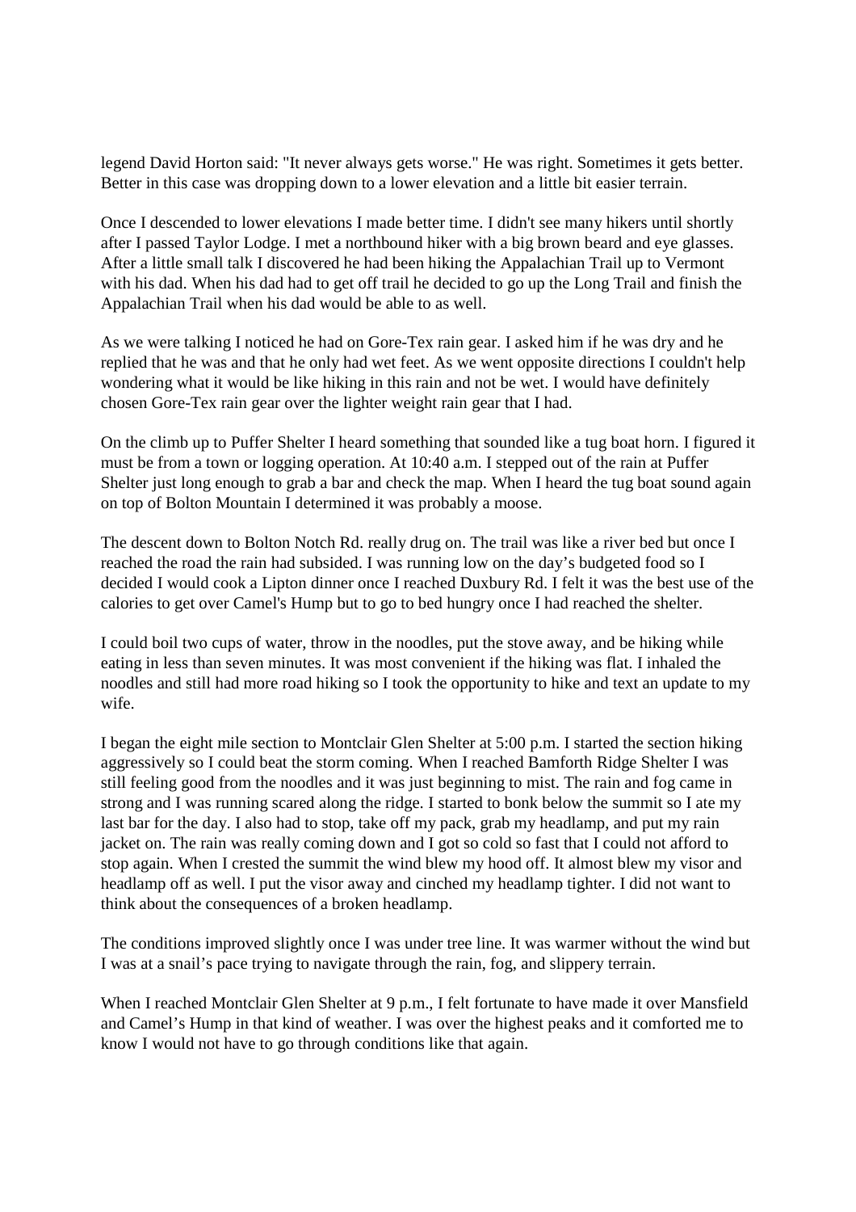legend David Horton said: "It never always gets worse." He was right. Sometimes it gets better. Better in this case was dropping down to a lower elevation and a little bit easier terrain.

Once I descended to lower elevations I made better time. I didn't see many hikers until shortly after I passed Taylor Lodge. I met a northbound hiker with a big brown beard and eye glasses. After a little small talk I discovered he had been hiking the Appalachian Trail up to Vermont with his dad. When his dad had to get off trail he decided to go up the Long Trail and finish the Appalachian Trail when his dad would be able to as well.

As we were talking I noticed he had on Gore-Tex rain gear. I asked him if he was dry and he replied that he was and that he only had wet feet. As we went opposite directions I couldn't help wondering what it would be like hiking in this rain and not be wet. I would have definitely chosen Gore-Tex rain gear over the lighter weight rain gear that I had.

On the climb up to Puffer Shelter I heard something that sounded like a tug boat horn. I figured it must be from a town or logging operation. At 10:40 a.m. I stepped out of the rain at Puffer Shelter just long enough to grab a bar and check the map. When I heard the tug boat sound again on top of Bolton Mountain I determined it was probably a moose.

The descent down to Bolton Notch Rd. really drug on. The trail was like a river bed but once I reached the road the rain had subsided. I was running low on the day's budgeted food so I decided I would cook a Lipton dinner once I reached Duxbury Rd. I felt it was the best use of the calories to get over Camel's Hump but to go to bed hungry once I had reached the shelter.

I could boil two cups of water, throw in the noodles, put the stove away, and be hiking while eating in less than seven minutes. It was most convenient if the hiking was flat. I inhaled the noodles and still had more road hiking so I took the opportunity to hike and text an update to my wife.

I began the eight mile section to Montclair Glen Shelter at 5:00 p.m. I started the section hiking aggressively so I could beat the storm coming. When I reached Bamforth Ridge Shelter I was still feeling good from the noodles and it was just beginning to mist. The rain and fog came in strong and I was running scared along the ridge. I started to bonk below the summit so I ate my last bar for the day. I also had to stop, take off my pack, grab my headlamp, and put my rain jacket on. The rain was really coming down and I got so cold so fast that I could not afford to stop again. When I crested the summit the wind blew my hood off. It almost blew my visor and headlamp off as well. I put the visor away and cinched my headlamp tighter. I did not want to think about the consequences of a broken headlamp.

The conditions improved slightly once I was under tree line. It was warmer without the wind but I was at a snail's pace trying to navigate through the rain, fog, and slippery terrain.

When I reached Montclair Glen Shelter at 9 p.m., I felt fortunate to have made it over Mansfield and Camel's Hump in that kind of weather. I was over the highest peaks and it comforted me to know I would not have to go through conditions like that again.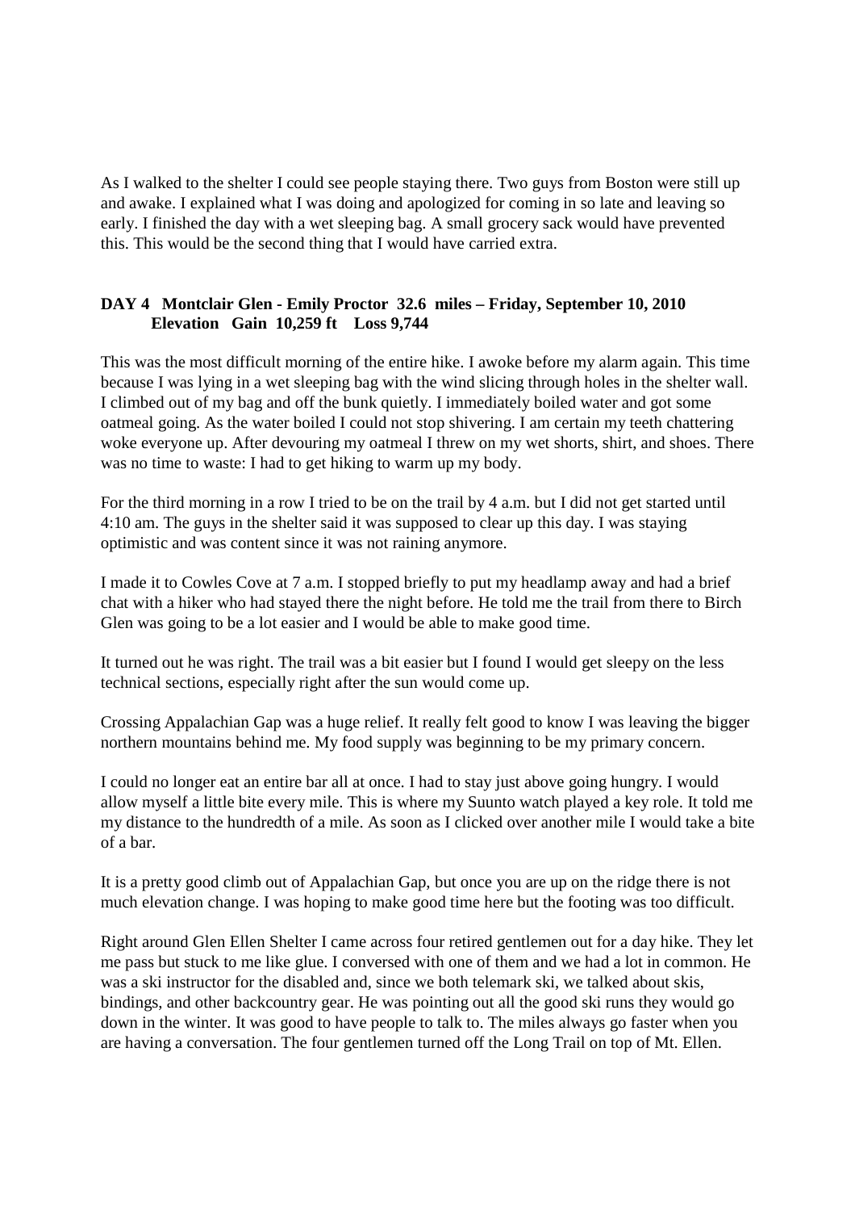As I walked to the shelter I could see people staying there. Two guys from Boston were still up and awake. I explained what I was doing and apologized for coming in so late and leaving so early. I finished the day with a wet sleeping bag. A small grocery sack would have prevented this. This would be the second thing that I would have carried extra.

**DAY 4 Montclair Glen - Emily Proctor 32.6 miles – Friday, September 10, 2010**
**Elevation Gain 10,259 ft Loss 9,744**

This was the most difficult morning of the entire hike. I awoke before my alarm again. This time because I was lying in a wet sleeping bag with the wind slicing through holes in the shelter wall. I climbed out of my bag and off the bunk quietly. I immediately boiled water and got some oatmeal going. As the water boiled I could not stop shivering. I am certain my teeth chattering woke everyone up. After devouring my oatmeal I threw on my wet shorts, shirt, and shoes. There was no time to waste: I had to get hiking to warm up my body.

For the third morning in a row I tried to be on the trail by 4 a.m. but I did not get started until 4:10 am. The guys in the shelter said it was supposed to clear up this day. I was staying optimistic and was content since it was not raining anymore.

I made it to Cowles Cove at 7 a.m. I stopped briefly to put my headlamp away and had a brief chat with a hiker who had stayed there the night before. He told me the trail from there to Birch Glen was going to be a lot easier and I would be able to make good time.

It turned out he was right. The trail was a bit easier but I found I would get sleepy on the less technical sections, especially right after the sun would come up.

Crossing Appalachian Gap was a huge relief. It really felt good to know I was leaving the bigger northern mountains behind me. My food supply was beginning to be my primary concern.

I could no longer eat an entire bar all at once. I had to stay just above going hungry. I would allow myself a little bite every mile. This is where my Suunto watch played a key role. It told me my distance to the hundredth of a mile. As soon as I clicked over another mile I would take a bite of a bar.

It is a pretty good climb out of Appalachian Gap, but once you are up on the ridge there is not much elevation change. I was hoping to make good time here but the footing was too difficult.

Right around Glen Ellen Shelter I came across four retired gentlemen out for a day hike. They let me pass but stuck to me like glue. I conversed with one of them and we had a lot in common. He was a ski instructor for the disabled and, since we both telemark ski, we talked about skis, bindings, and other backcountry gear. He was pointing out all the good ski runs they would go down in the winter. It was good to have people to talk to. The miles always go faster when you are having a conversation. The four gentlemen turned off the Long Trail on top of Mt. Ellen.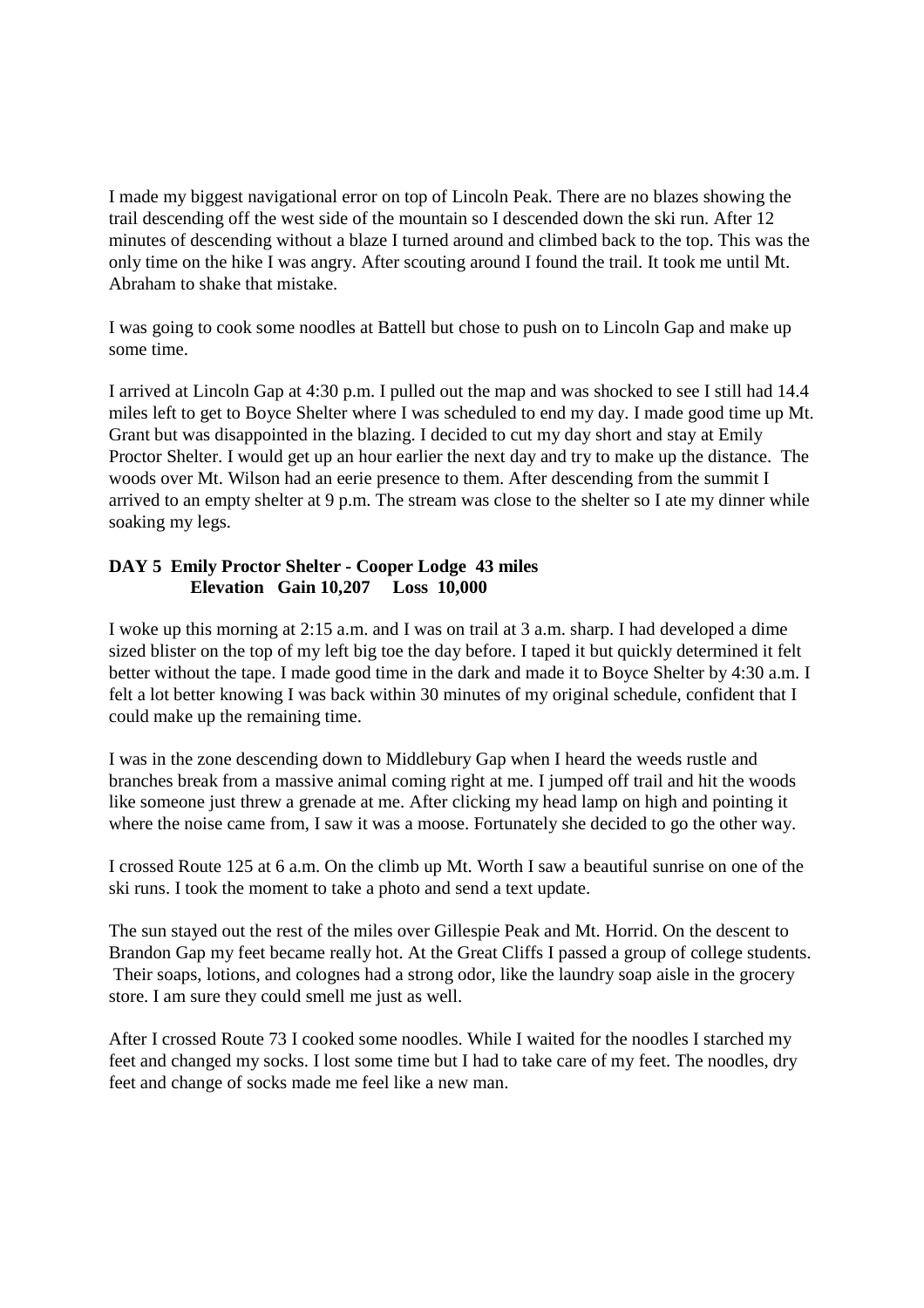I made my biggest navigational error on top of Lincoln Peak. There are no blazes showing the trail descending off the west side of the mountain so I descended down the ski run. After 12 minutes of descending without a blaze I turned around and climbed back to the top. This was the only time on the hike I was angry. After scouting around I found the trail. It took me until Mt. Abraham to shake that mistake.

I was going to cook some noodles at Battell but chose to push on to Lincoln Gap and make up some time.

I arrived at Lincoln Gap at 4:30 p.m. I pulled out the map and was shocked to see I still had 14.4 miles left to get to Boyce Shelter where I was scheduled to end my day. I made good time up Mt. Grant but was disappointed in the blazing. I decided to cut my day short and stay at Emily Proctor Shelter. I would get up an hour earlier the next day and try to make up the distance. The woods over Mt. Wilson had an eerie presence to them. After descending from the summit I arrived to an empty shelter at 9 p.m. The stream was close to the shelter so I ate my dinner while soaking my legs.

**DAY 5 Emily Proctor Shelter - Cooper Lodge 43 miles**
**Elevation Gain 10,207 Loss 10,000**

I woke up this morning at 2:15 a.m. and I was on trail at 3 a.m. sharp. I had developed a dime sized blister on the top of my left big toe the day before. I taped it but quickly determined it felt better without the tape. I made good time in the dark and made it to Boyce Shelter by 4:30 a.m. I felt a lot better knowing I was back within 30 minutes of my original schedule, confident that I could make up the remaining time.

I was in the zone descending down to Middlebury Gap when I heard the weeds rustle and branches break from a massive animal coming right at me. I jumped off trail and hit the woods like someone just threw a grenade at me. After clicking my head lamp on high and pointing it where the noise came from, I saw it was a moose. Fortunately she decided to go the other way.

I crossed Route 125 at 6 a.m. On the climb up Mt. Worth I saw a beautiful sunrise on one of the ski runs. I took the moment to take a photo and send a text update.

The sun stayed out the rest of the miles over Gillespie Peak and Mt. Horrid. On the descent to Brandon Gap my feet became really hot. At the Great Cliffs I passed a group of college students. Their soaps, lotions, and colognes had a strong odor, like the laundry soap aisle in the grocery store. I am sure they could smell me just as well.

After I crossed Route 73 I cooked some noodles. While I waited for the noodles I starched my feet and changed my socks. I lost some time but I had to take care of my feet. The noodles, dry feet and change of socks made me feel like a new man.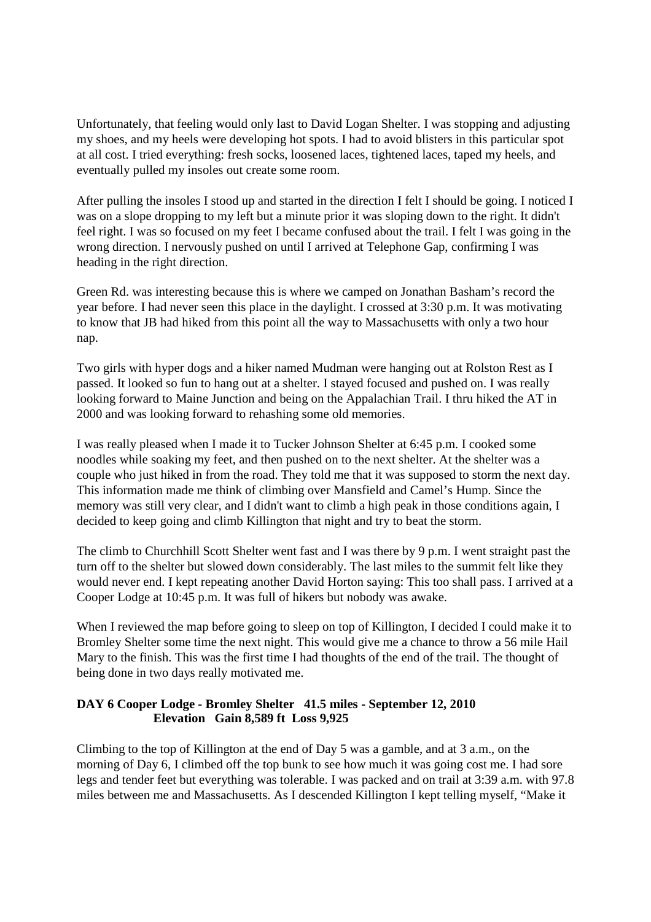Unfortunately, that feeling would only last to David Logan Shelter. I was stopping and adjusting my shoes, and my heels were developing hot spots. I had to avoid blisters in this particular spot at all cost. I tried everything: fresh socks, loosened laces, tightened laces, taped my heels, and eventually pulled my insoles out create some room.

After pulling the insoles I stood up and started in the direction I felt I should be going. I noticed I was on a slope dropping to my left but a minute prior it was sloping down to the right. It didn't feel right. I was so focused on my feet I became confused about the trail. I felt I was going in the wrong direction. I nervously pushed on until I arrived at Telephone Gap, confirming I was heading in the right direction.

Green Rd. was interesting because this is where we camped on Jonathan Basham's record the year before. I had never seen this place in the daylight. I crossed at 3:30 p.m. It was motivating to know that JB had hiked from this point all the way to Massachusetts with only a two hour nap.

Two girls with hyper dogs and a hiker named Mudman were hanging out at Rolston Rest as I passed. It looked so fun to hang out at a shelter. I stayed focused and pushed on. I was really looking forward to Maine Junction and being on the Appalachian Trail. I thru hiked the AT in 2000 and was looking forward to rehashing some old memories.

I was really pleased when I made it to Tucker Johnson Shelter at 6:45 p.m. I cooked some noodles while soaking my feet, and then pushed on to the next shelter. At the shelter was a couple who just hiked in from the road. They told me that it was supposed to storm the next day. This information made me think of climbing over Mansfield and Camel's Hump. Since the memory was still very clear, and I didn't want to climb a high peak in those conditions again, I decided to keep going and climb Killington that night and try to beat the storm.

The climb to Churchhill Scott Shelter went fast and I was there by 9 p.m. I went straight past the turn off to the shelter but slowed down considerably. The last miles to the summit felt like they would never end. I kept repeating another David Horton saying: This too shall pass. I arrived at a Cooper Lodge at 10:45 p.m. It was full of hikers but nobody was awake.

When I reviewed the map before going to sleep on top of Killington, I decided I could make it to Bromley Shelter some time the next night. This would give me a chance to throw a 56 mile Hail Mary to the finish. This was the first time I had thoughts of the end of the trail. The thought of being done in two days really motivated me.

**DAY 6 Cooper Lodge - Bromley Shelter 41.5 miles - September 12, 2010**
**Elevation Gain 8,589 ft Loss 9,925**

Climbing to the top of Killington at the end of Day 5 was a gamble, and at 3 a.m., on the morning of Day 6, I climbed off the top bunk to see how much it was going cost me. I had sore legs and tender feet but everything was tolerable. I was packed and on trail at 3:39 a.m. with 97.8 miles between me and Massachusetts. As I descended Killington I kept telling myself, "Make it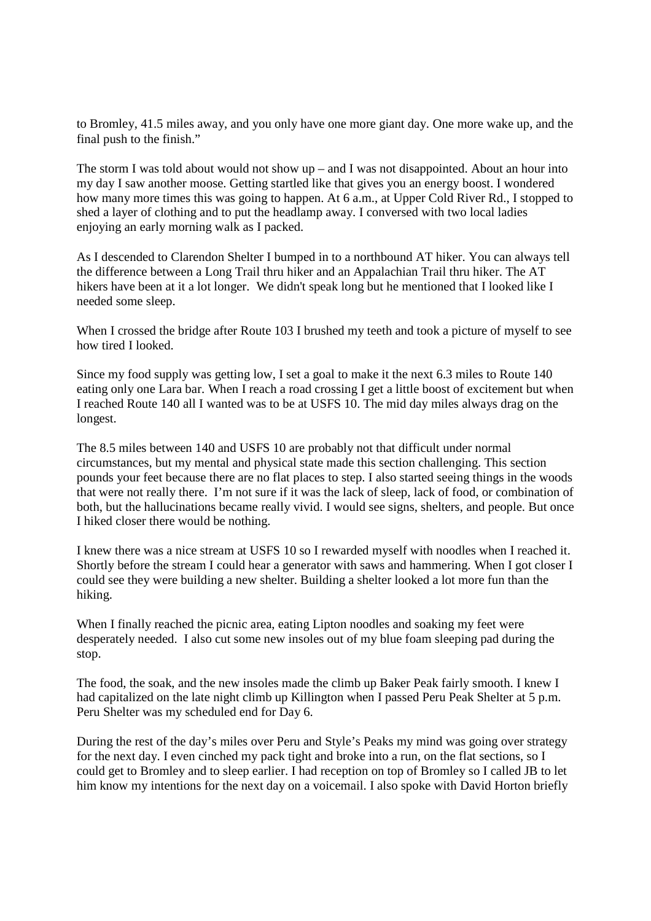to Bromley, 41.5 miles away, and you only have one more giant day. One more wake up, and the final push to the finish."

The storm I was told about would not show up – and I was not disappointed. About an hour into my day I saw another moose. Getting startled like that gives you an energy boost. I wondered how many more times this was going to happen. At 6 a.m., at Upper Cold River Rd., I stopped to shed a layer of clothing and to put the headlamp away. I conversed with two local ladies enjoying an early morning walk as I packed.

As I descended to Clarendon Shelter I bumped in to a northbound AT hiker. You can always tell the difference between a Long Trail thru hiker and an Appalachian Trail thru hiker. The AT hikers have been at it a lot longer. We didn't speak long but he mentioned that I looked like I needed some sleep.

When I crossed the bridge after Route 103 I brushed my teeth and took a picture of myself to see how tired I looked.

Since my food supply was getting low, I set a goal to make it the next 6.3 miles to Route 140 eating only one Lara bar. When I reach a road crossing I get a little boost of excitement but when I reached Route 140 all I wanted was to be at USFS 10. The mid day miles always drag on the longest.

The 8.5 miles between 140 and USFS 10 are probably not that difficult under normal circumstances, but my mental and physical state made this section challenging. This section pounds your feet because there are no flat places to step. I also started seeing things in the woods that were not really there. I'm not sure if it was the lack of sleep, lack of food, or combination of both, but the hallucinations became really vivid. I would see signs, shelters, and people. But once I hiked closer there would be nothing.

I knew there was a nice stream at USFS 10 so I rewarded myself with noodles when I reached it. Shortly before the stream I could hear a generator with saws and hammering. When I got closer I could see they were building a new shelter. Building a shelter looked a lot more fun than the hiking.

When I finally reached the picnic area, eating Lipton noodles and soaking my feet were desperately needed. I also cut some new insoles out of my blue foam sleeping pad during the stop.

The food, the soak, and the new insoles made the climb up Baker Peak fairly smooth. I knew I had capitalized on the late night climb up Killington when I passed Peru Peak Shelter at 5 p.m. Peru Shelter was my scheduled end for Day 6.

During the rest of the day's miles over Peru and Style's Peaks my mind was going over strategy for the next day. I even cinched my pack tight and broke into a run, on the flat sections, so I could get to Bromley and to sleep earlier. I had reception on top of Bromley so I called JB to let him know my intentions for the next day on a voicemail. I also spoke with David Horton briefly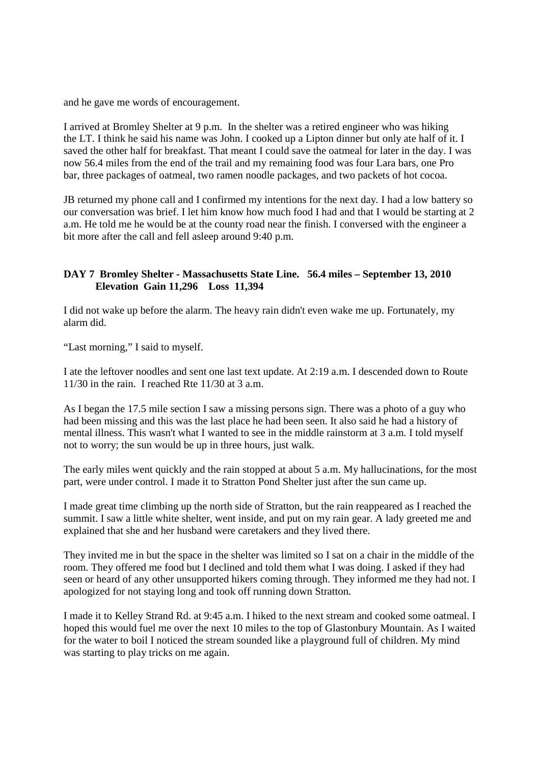and he gave me words of encouragement.

I arrived at Bromley Shelter at 9 p.m. In the shelter was a retired engineer who was hiking the LT. I think he said his name was John. I cooked up a Lipton dinner but only ate half of it. I saved the other half for breakfast. That meant I could save the oatmeal for later in the day. I was now 56.4 miles from the end of the trail and my remaining food was four Lara bars, one Pro bar, three packages of oatmeal, two ramen noodle packages, and two packets of hot cocoa.

JB returned my phone call and I confirmed my intentions for the next day. I had a low battery so our conversation was brief. I let him know how much food I had and that I would be starting at 2 a.m. He told me he would be at the county road near the finish. I conversed with the engineer a bit more after the call and fell asleep around 9:40 p.m.

**DAY 7 Bromley Shelter - Massachusetts State Line. 56.4 miles – September 13, 2010**
**Elevation Gain 11,296 Loss 11,394**

I did not wake up before the alarm. The heavy rain didn't even wake me up. Fortunately, my alarm did.

"Last morning," I said to myself.

I ate the leftover noodles and sent one last text update. At 2:19 a.m. I descended down to Route 11/30 in the rain. I reached Rte 11/30 at 3 a.m.

As I began the 17.5 mile section I saw a missing persons sign. There was a photo of a guy who had been missing and this was the last place he had been seen. It also said he had a history of mental illness. This wasn't what I wanted to see in the middle rainstorm at 3 a.m. I told myself not to worry; the sun would be up in three hours, just walk.

The early miles went quickly and the rain stopped at about 5 a.m. My hallucinations, for the most part, were under control. I made it to Stratton Pond Shelter just after the sun came up.

I made great time climbing up the north side of Stratton, but the rain reappeared as I reached the summit. I saw a little white shelter, went inside, and put on my rain gear. A lady greeted me and explained that she and her husband were caretakers and they lived there.

They invited me in but the space in the shelter was limited so I sat on a chair in the middle of the room. They offered me food but I declined and told them what I was doing. I asked if they had seen or heard of any other unsupported hikers coming through. They informed me they had not. I apologized for not staying long and took off running down Stratton.

I made it to Kelley Strand Rd. at 9:45 a.m. I hiked to the next stream and cooked some oatmeal. I hoped this would fuel me over the next 10 miles to the top of Glastonbury Mountain. As I waited for the water to boil I noticed the stream sounded like a playground full of children. My mind was starting to play tricks on me again.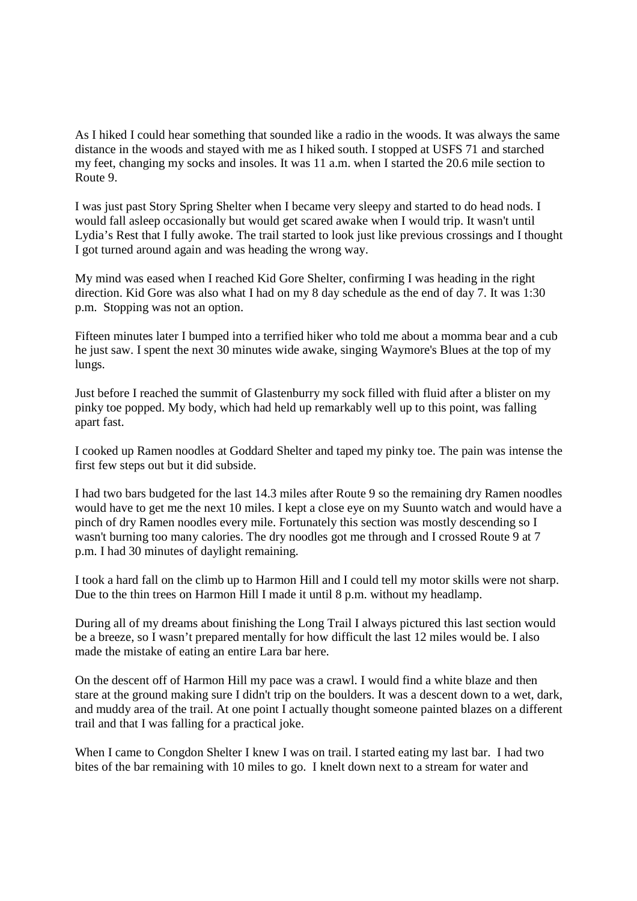As I hiked I could hear something that sounded like a radio in the woods. It was always the same distance in the woods and stayed with me as I hiked south. I stopped at USFS 71 and starched my feet, changing my socks and insoles. It was 11 a.m. when I started the 20.6 mile section to Route 9.

I was just past Story Spring Shelter when I became very sleepy and started to do head nods. I would fall asleep occasionally but would get scared awake when I would trip. It wasn't until Lydia's Rest that I fully awoke. The trail started to look just like previous crossings and I thought I got turned around again and was heading the wrong way.

My mind was eased when I reached Kid Gore Shelter, confirming I was heading in the right direction. Kid Gore was also what I had on my 8 day schedule as the end of day 7. It was 1:30 p.m. Stopping was not an option.

Fifteen minutes later I bumped into a terrified hiker who told me about a momma bear and a cub he just saw. I spent the next 30 minutes wide awake, singing Waymore's Blues at the top of my lungs.

Just before I reached the summit of Glastenburry my sock filled with fluid after a blister on my pinky toe popped. My body, which had held up remarkably well up to this point, was falling apart fast.

I cooked up Ramen noodles at Goddard Shelter and taped my pinky toe. The pain was intense the first few steps out but it did subside.

I had two bars budgeted for the last 14.3 miles after Route 9 so the remaining dry Ramen noodles would have to get me the next 10 miles. I kept a close eye on my Suunto watch and would have a pinch of dry Ramen noodles every mile. Fortunately this section was mostly descending so I wasn't burning too many calories. The dry noodles got me through and I crossed Route 9 at 7 p.m. I had 30 minutes of daylight remaining.

I took a hard fall on the climb up to Harmon Hill and I could tell my motor skills were not sharp. Due to the thin trees on Harmon Hill I made it until 8 p.m. without my headlamp.

During all of my dreams about finishing the Long Trail I always pictured this last section would be a breeze, so I wasn't prepared mentally for how difficult the last 12 miles would be. I also made the mistake of eating an entire Lara bar here.

On the descent off of Harmon Hill my pace was a crawl. I would find a white blaze and then stare at the ground making sure I didn't trip on the boulders. It was a descent down to a wet, dark, and muddy area of the trail. At one point I actually thought someone painted blazes on a different trail and that I was falling for a practical joke.

When I came to Congdon Shelter I knew I was on trail. I started eating my last bar. I had two bites of the bar remaining with 10 miles to go. I knelt down next to a stream for water and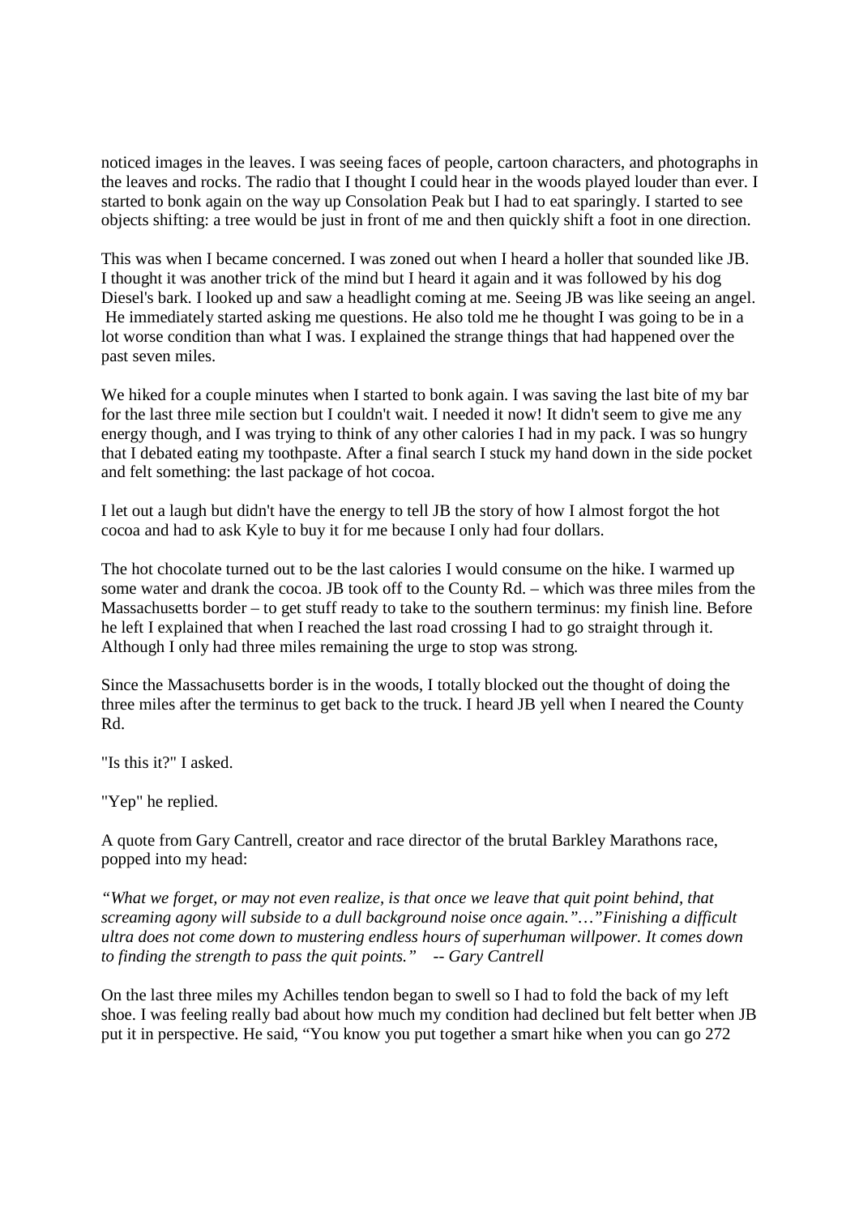noticed images in the leaves. I was seeing faces of people, cartoon characters, and photographs in the leaves and rocks. The radio that I thought I could hear in the woods played louder than ever. I started to bonk again on the way up Consolation Peak but I had to eat sparingly. I started to see objects shifting: a tree would be just in front of me and then quickly shift a foot in one direction.

This was when I became concerned. I was zoned out when I heard a holler that sounded like JB. I thought it was another trick of the mind but I heard it again and it was followed by his dog Diesel's bark. I looked up and saw a headlight coming at me. Seeing JB was like seeing an angel. He immediately started asking me questions. He also told me he thought I was going to be in a lot worse condition than what I was. I explained the strange things that had happened over the past seven miles.

We hiked for a couple minutes when I started to bonk again. I was saving the last bite of my bar for the last three mile section but I couldn't wait. I needed it now! It didn't seem to give me any energy though, and I was trying to think of any other calories I had in my pack. I was so hungry that I debated eating my toothpaste. After a final search I stuck my hand down in the side pocket and felt something: the last package of hot cocoa.

I let out a laugh but didn't have the energy to tell JB the story of how I almost forgot the hot cocoa and had to ask Kyle to buy it for me because I only had four dollars.

The hot chocolate turned out to be the last calories I would consume on the hike. I warmed up some water and drank the cocoa. JB took off to the County Rd. – which was three miles from the Massachusetts border – to get stuff ready to take to the southern terminus: my finish line. Before he left I explained that when I reached the last road crossing I had to go straight through it. Although I only had three miles remaining the urge to stop was strong.

Since the Massachusetts border is in the woods, I totally blocked out the thought of doing the three miles after the terminus to get back to the truck. I heard JB yell when I neared the County Rd.

"Is this it?" I asked.

"Yep" he replied.

A quote from Gary Cantrell, creator and race director of the brutal Barkley Marathons race, popped into my head:

*"What we forget, or may not even realize, is that once we leave that quit point behind, that screaming agony will subside to a dull background noise once again."…"Finishing a difficult ultra does not come down to mustering endless hours of superhuman willpower. It comes down to finding the strength to pass the quit points."* *-- Gary Cantrell*

On the last three miles my Achilles tendon began to swell so I had to fold the back of my left shoe. I was feeling really bad about how much my condition had declined but felt better when JB put it in perspective. He said, "You know you put together a smart hike when you can go 272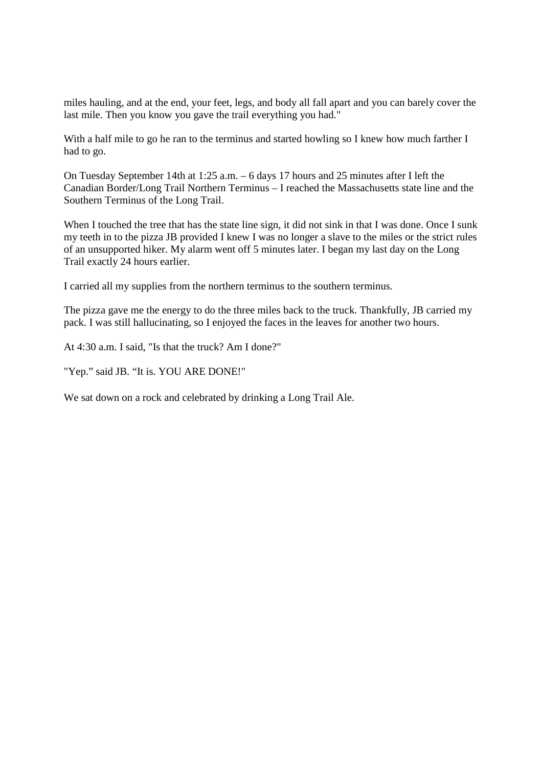miles hauling, and at the end, your feet, legs, and body all fall apart and you can barely cover the last mile. Then you know you gave the trail everything you had."

With a half mile to go he ran to the terminus and started howling so I knew how much farther I had to go.

On Tuesday September 14th at 1:25 a.m. – 6 days 17 hours and 25 minutes after I left the Canadian Border/Long Trail Northern Terminus – I reached the Massachusetts state line and the Southern Terminus of the Long Trail.

When I touched the tree that has the state line sign, it did not sink in that I was done. Once I sunk my teeth in to the pizza JB provided I knew I was no longer a slave to the miles or the strict rules of an unsupported hiker. My alarm went off 5 minutes later. I began my last day on the Long Trail exactly 24 hours earlier.

I carried all my supplies from the northern terminus to the southern terminus.

The pizza gave me the energy to do the three miles back to the truck. Thankfully, JB carried my pack. I was still hallucinating, so I enjoyed the faces in the leaves for another two hours.

At 4:30 a.m. I said, "Is that the truck? Am I done?"

"Yep." said JB. "It is. YOU ARE DONE!"

We sat down on a rock and celebrated by drinking a Long Trail Ale.